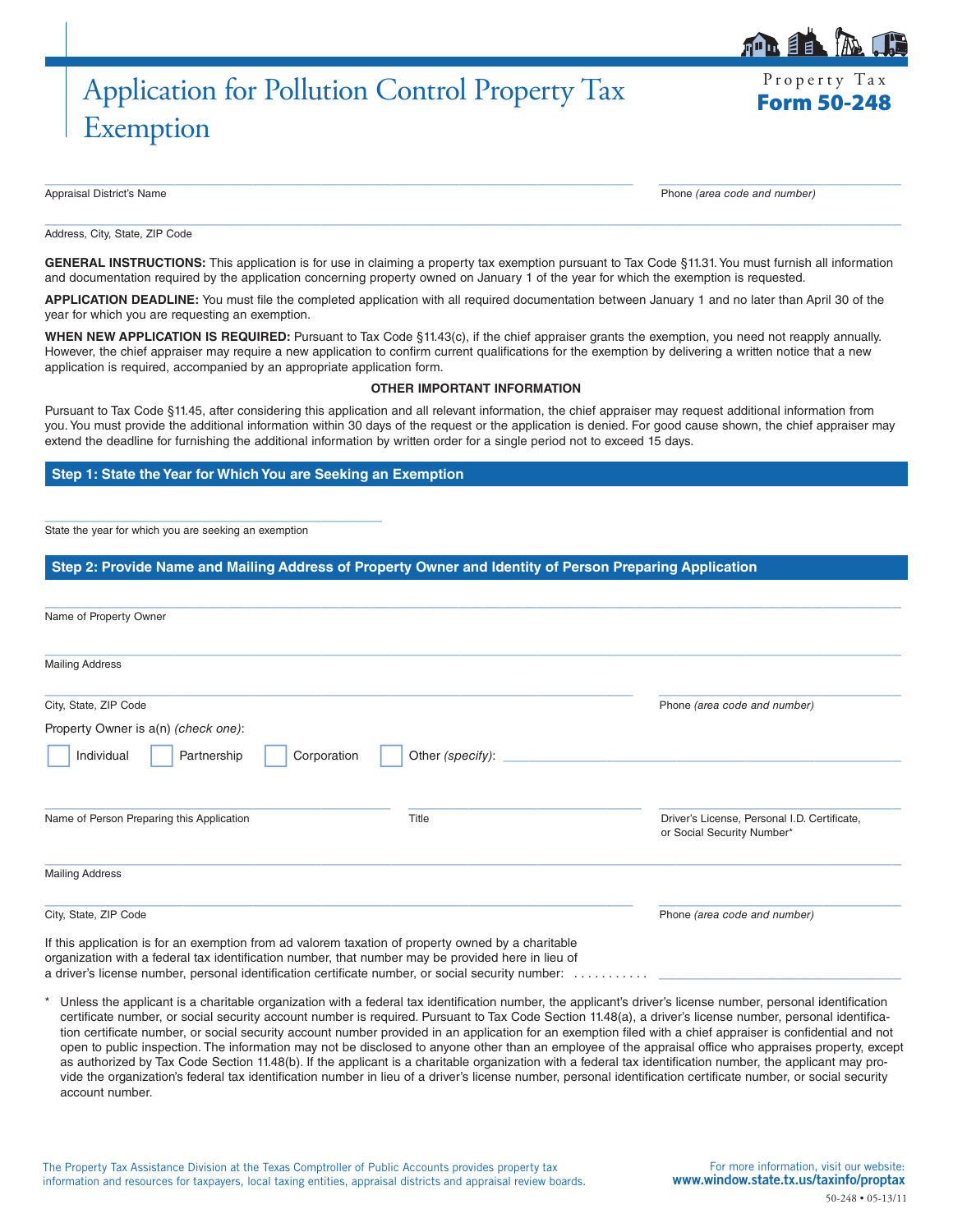# Application for Pollution Control Property Tax Exemption

Property Tax
**Form 50-248**

______________________________
Appraisal District's Name

______________________________
Phone *(area code and number)*

______________________________
Address, City, State, ZIP Code

**GENERAL INSTRUCTIONS:** This application is for use in claiming a property tax exemption pursuant to Tax Code §11.31. You must furnish all information and documentation required by the application concerning property owned on January 1 of the year for which the exemption is requested.

**APPLICATION DEADLINE:** You must file the completed application with all required documentation between January 1 and no later than April 30 of the year for which you are requesting an exemption.

**WHEN NEW APPLICATION IS REQUIRED:** Pursuant to Tax Code §11.43(c), if the chief appraiser grants the exemption, you need not reapply annually. However, the chief appraiser may require a new application to confirm current qualifications for the exemption by delivering a written notice that a new application is required, accompanied by an appropriate application form.

**OTHER IMPORTANT INFORMATION**

Pursuant to Tax Code §11.45, after considering this application and all relevant information, the chief appraiser may request additional information from you. You must provide the additional information within 30 days of the request or the application is denied. For good cause shown, the chief appraiser may extend the deadline for furnishing the additional information by written order for a single period not to exceed 15 days.

## Step 1: State the Year for Which You are Seeking an Exemption

______________________________
State the year for which you are seeking an exemption

## Step 2: Provide Name and Mailing Address of Property Owner and Identity of Person Preparing Application

______________________________
Name of Property Owner

______________________________
Mailing Address

______________________________
City, State, ZIP Code

______________________________
Phone *(area code and number)*

Property Owner is a(n) *(check one)*:

☐ Individual ☐ Partnership ☐ Corporation ☐ Other *(specify)*: ______________________________

______________________________
Name of Person Preparing this Application

______________________________
Title

______________________________
Driver's License, Personal I.D. Certificate, or Social Security Number*

______________________________
Mailing Address

______________________________
City, State, ZIP Code

______________________________
Phone *(area code and number)*

If this application is for an exemption from ad valorem taxation of property owned by a charitable organization with a federal tax identification number, that number may be provided here in lieu of a driver's license number, personal identification certificate number, or social security number: ........... ______________________________

\* Unless the applicant is a charitable organization with a federal tax identification number, the applicant's driver's license number, personal identification certificate number, or social security account number is required. Pursuant to Tax Code Section 11.48(a), a driver's license number, personal identification certificate number, or social security account number provided in an application for an exemption filed with a chief appraiser is confidential and not open to public inspection. The information may not be disclosed to anyone other than an employee of the appraisal office who appraises property, except as authorized by Tax Code Section 11.48(b). If the applicant is a charitable organization with a federal tax identification number, the applicant may provide the organization's federal tax identification number in lieu of a driver's license number, personal identification certificate number, or social security account number.

The Property Tax Assistance Division at the Texas Comptroller of Public Accounts provides property tax information and resources for taxpayers, local taxing entities, appraisal districts and appraisal review boards.

For more information, visit our website: **www.window.state.tx.us/taxinfo/proptax**

50-248 • 05-13/11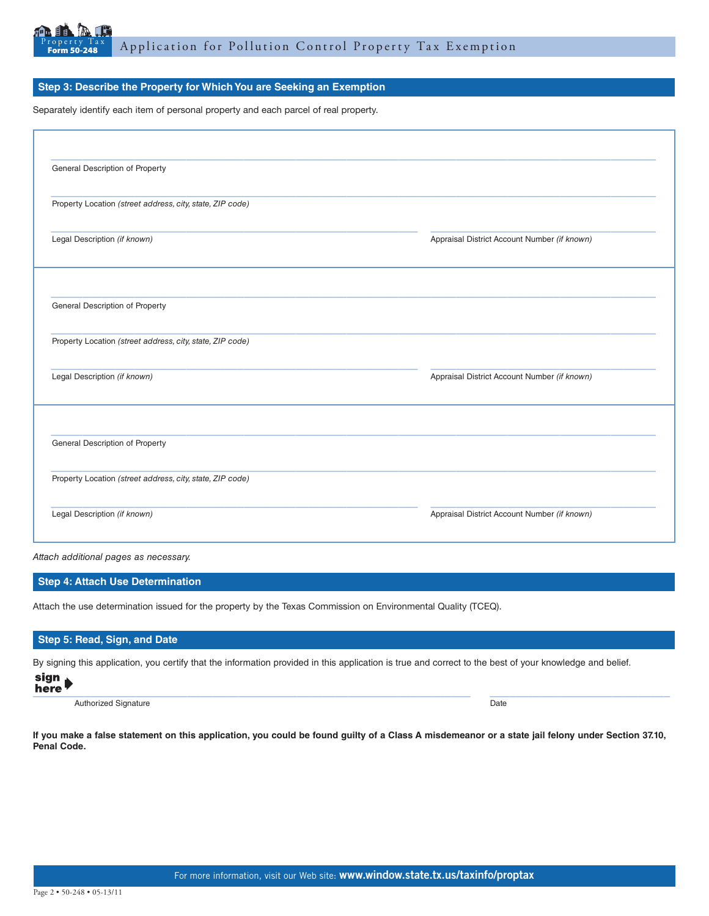## Step 3: Describe the Property for Which You are Seeking an Exemption

Separately identify each item of personal property and each parcel of real property.

General Description of Property

Property Location *(street address, city, state, ZIP code)*

Legal Description *(if known)*

Appraisal District Account Number *(if known)*

General Description of Property

Property Location *(street address, city, state, ZIP code)*

Legal Description *(if known)*

Appraisal District Account Number *(if known)*

General Description of Property

Property Location *(street address, city, state, ZIP code)*

Legal Description *(if known)*

Appraisal District Account Number *(if known)*

*Attach additional pages as necessary.*

## Step 4: Attach Use Determination

Attach the use determination issued for the property by the Texas Commission on Environmental Quality (TCEQ).

## Step 5: Read, Sign, and Date

By signing this application, you certify that the information provided in this application is true and correct to the best of your knowledge and belief.

**sign here**

Authorized Signature

Date

**If you make a false statement on this application, you could be found guilty of a Class A misdemeanor or a state jail felony under Section 37.10, Penal Code.**

For more information, visit our Web site: **www.window.state.tx.us/taxinfo/proptax**